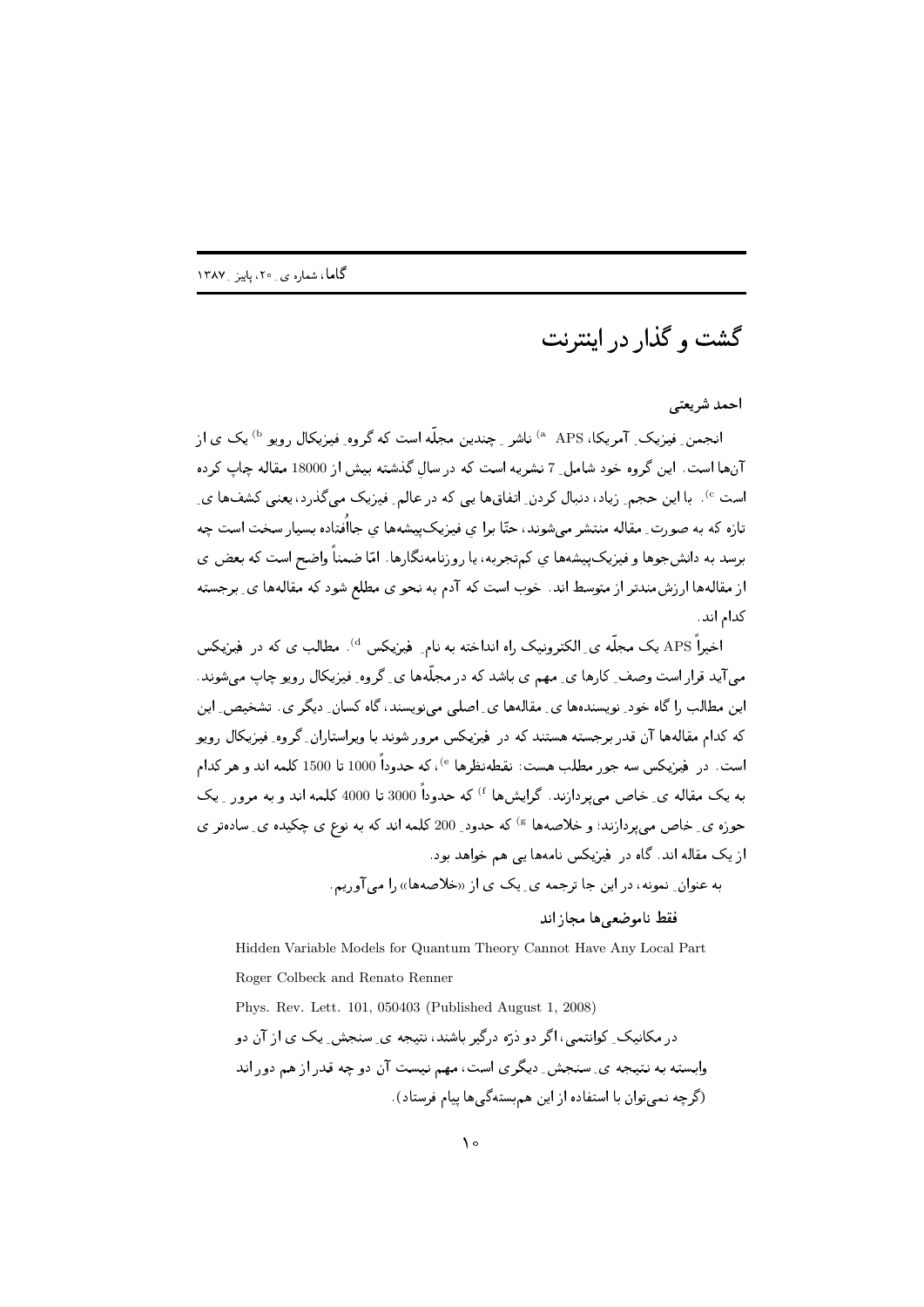# گشت و گذار در اینترنت

احمد شریعتی

انجمن ِ فیزیک ِ آمریکا، APS [a] ناشر ِ چندین مجلّه است که گروه ِ فیزیکال رویو [b] یک ی از آن‌ها است. این گروه خود شامل ِ 7 نشریه است که در سال ِ گذشته بیش از 18000 مقاله چاپ کرده است [c]. با این حجم ِ زیاد، دنبال کردن ِ اتفاق‌ها یی که در عالم ِ فیزیک می‌گذرد، یعنی کشف‌ها ی ِ تازه که به صورت ِ مقاله منتشر می‌شوند، حتّا برا ی فیزیک‌پیشه‌ها ی جاافتاده بسیار سخت است چه برسد به دانش‌جوها و فیزیک‌پیشه‌ها ی کم‌تجربه، یا روزنامه‌نگارها. امّا ضمناً واضح است که بعض ی از مقاله‌ها ارزش‌مندتر از متوسط اند. خوب است که آدم به نحو ی مطلع شود که مقاله‌ها ی ِ برجسته کدام اند.

اخیراً APS یک مجلّه ی ِ الکترونیک راه انداخته به نام ِ فیزیکس [d]. مطالب ی که در فیزیکس می‌آید قرار است وصف ِ کارها ی ِ مهم ی باشد که در مجلّه‌ها ی ِ گروه ِ فیزیکال رویو چاپ می‌شوند. این مطالب را گاه خود ِ نویسنده‌ها ی ِ مقاله‌ها ی ِ اصلی می‌نویسند، گاه کسان ِ دیگر ی. تشخیص ِ این که کدام مقاله‌ها آن قدر برجسته هستند که در فیزیکس مرور شوند با ویراستاران ِ گروه ِ فیزیکال رویو است. در فیزیکس سه جور مطلب هست: نقطه‌نظرها [e]، که حدوداً 1000 تا 1500 کلمه اند و هر کدام به یک مقاله ی ِ خاص می‌پردازند. گرایش‌ها [f] که حدوداً 3000 تا 4000 کلمه اند و به مرور ِ یک حوزه ی ِ خاص می‌پردازند؛ و خلاصه‌ها [g] که حدود ِ 200 کلمه اند که به نوع ی چکیده ی ِ ساده‌تر ی از یک مقاله اند. گاه در فیزیکس نامه‌ها یی هم خواهد بود.

به عنوان ِ نمونه، در این جا ترجمه ی ِ یک ی از «خلاصه‌ها» را می‌آوریم.

### فقط ناموضعی‌ها مجاز اند

Hidden Variable Models for Quantum Theory Cannot Have Any Local Part

Roger Colbeck and Renato Renner

Phys. Rev. Lett. 101, 050403 (Published August 1, 2008)

در مکانیک ِ کوانتمی، اگر دو ذرّه درگیر باشند، نتیجه ی ِ سنجش ِ یک ی از آن دو وابسته به نتیجه ی ِ سنجش ِ دیگری است، مهم نیست آن دو چه قدر از هم دور اند (گرچه نمی‌توان با استفاده از این هم‌بسته‌گی‌ها پیام فرستاد).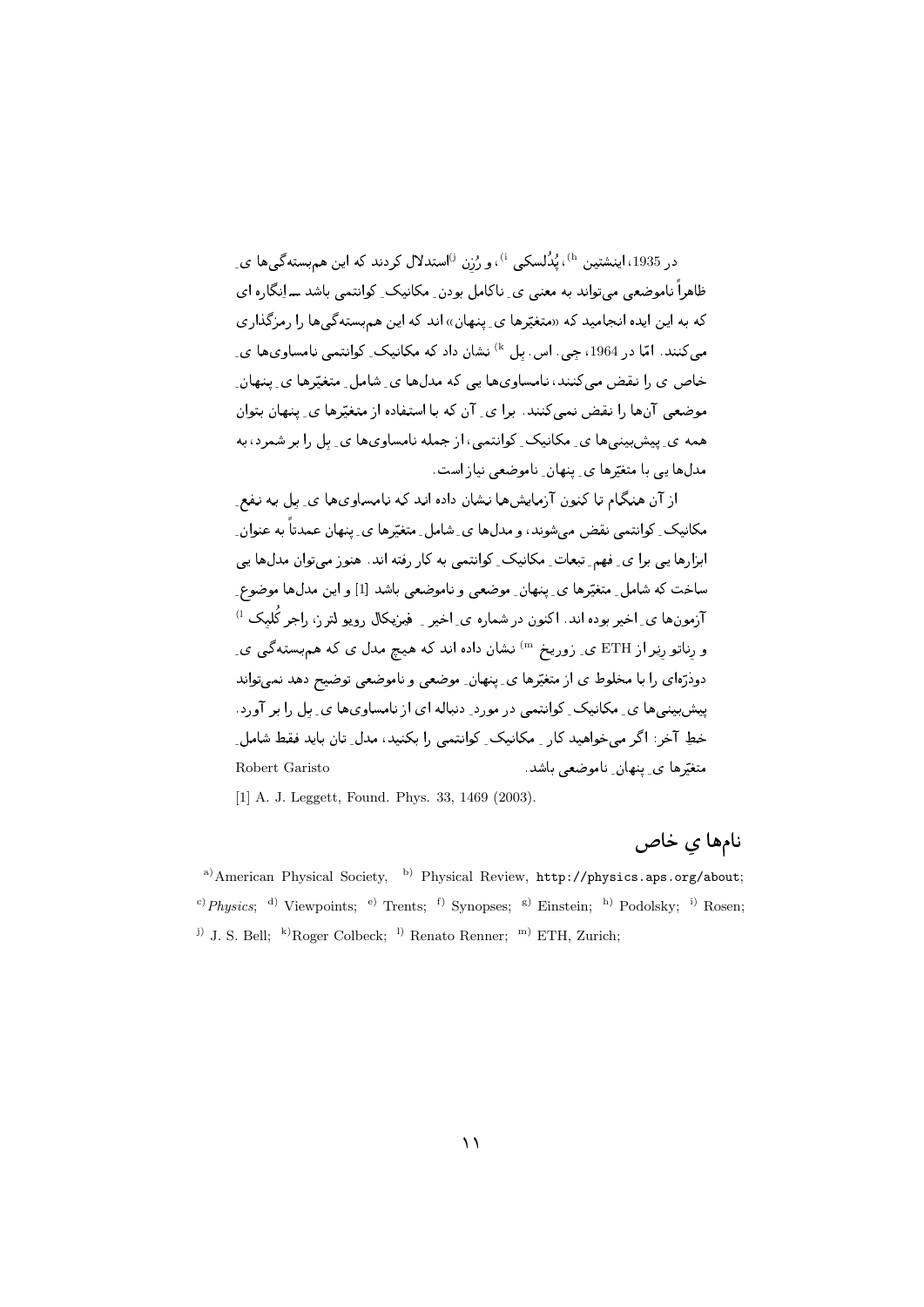در 1935، اینشتین [h]، پُدُلسکی [i]، و رُزِن [j]استدلال کردند که این هم‌بسته‌گی‌ها یِ ظاهراً ناموضعی می‌تواند به معنی یِ ناکامل بودنِ مکانیکِ کوانتمی باشد ــ انگاره ای که به این ایده انجامید که «متغیّرها یِ پنهان» اند که این هم‌بسته‌گی‌ها را رمزگذاری می‌کنند. امّا در 1964، جی. اس. بِل [k] نشان داد که مکانیکِ کوانتمی نامساوی‌ها یِ خاص ی را نقض می‌کنند، نامساوی‌ها یی که مدل‌ها یِ شاملِ متغیّرها یِ پنهانِ موضعی آن‌ها را نقض نمی‌کنند. برا یِ آن که با استفاده از متغیّرها یِ پنهان بتوان همه یِ پیش‌بینی‌ها یِ مکانیکِ کوانتمی، از جمله نامساوی‌ها یِ بِل را بر شمرد، به مدل‌ها یی با متغیّرها یِ پنهانِ ناموضعی نیاز است.

از آن هنگام تا کنون آزمایش‌ها نشان داده اند که نامساوی‌ها یِ بِل به نفعِ مکانیکِ کوانتمی نقض می‌شوند، و مدل‌ها یِ شاملِ متغیّرها یِ پنهان عمدتاً به عنوانِ ابزارها یی برا یِ فهمِ تبعاتِ مکانیکِ کوانتمی به کار رفته اند. هنوز می‌توان مدل‌ها یی ساخت که شاملِ متغیّرها یِ پنهانِ موضعی و ناموضعی باشد [1] و این مدل‌ها موضوعِ آزمون‌ها یِ اخیر بوده اند. اکنون در شماره یِ اخیرِ فیزیکال رویو لترز، راجر کُلبِک [l] و رِناتو رِنِر از ETH یِ زوریخ [m] نشان داده اند که هیچ مدل ی که هم‌بسته‌گی یِ دوذرّه‌ای را با مخلوط ی از متغیّرها یِ پنهانِ موضعی و ناموضعی توضیح دهد نمی‌تواند پیش‌بینی‌ها یِ مکانیکِ کوانتمی در موردِ دنباله ای از نامساوی‌ها یِ بِل را بر آورد. خطِ آخر: اگر می‌خواهید کارِ مکانیکِ کوانتمی را بکنید، مدلِ تان باید فقط شاملِ متغیّرها یِ پنهانِ ناموضعی باشد.

Robert Garisto

[1] A. J. Leggett, Found. Phys. 33, 1469 (2003).

## نام‌ها یِ خاص

[a] American Physical Society, [b] Physical Review, http://physics.aps.org/about; [c] *Physics*; [d] Viewpoints; [e] Trents; [f] Synopses; [g] Einstein; [h] Podolsky; [i] Rosen; [j] J. S. Bell; [k] Roger Colbeck; [l] Renato Renner; [m] ETH, Zurich;